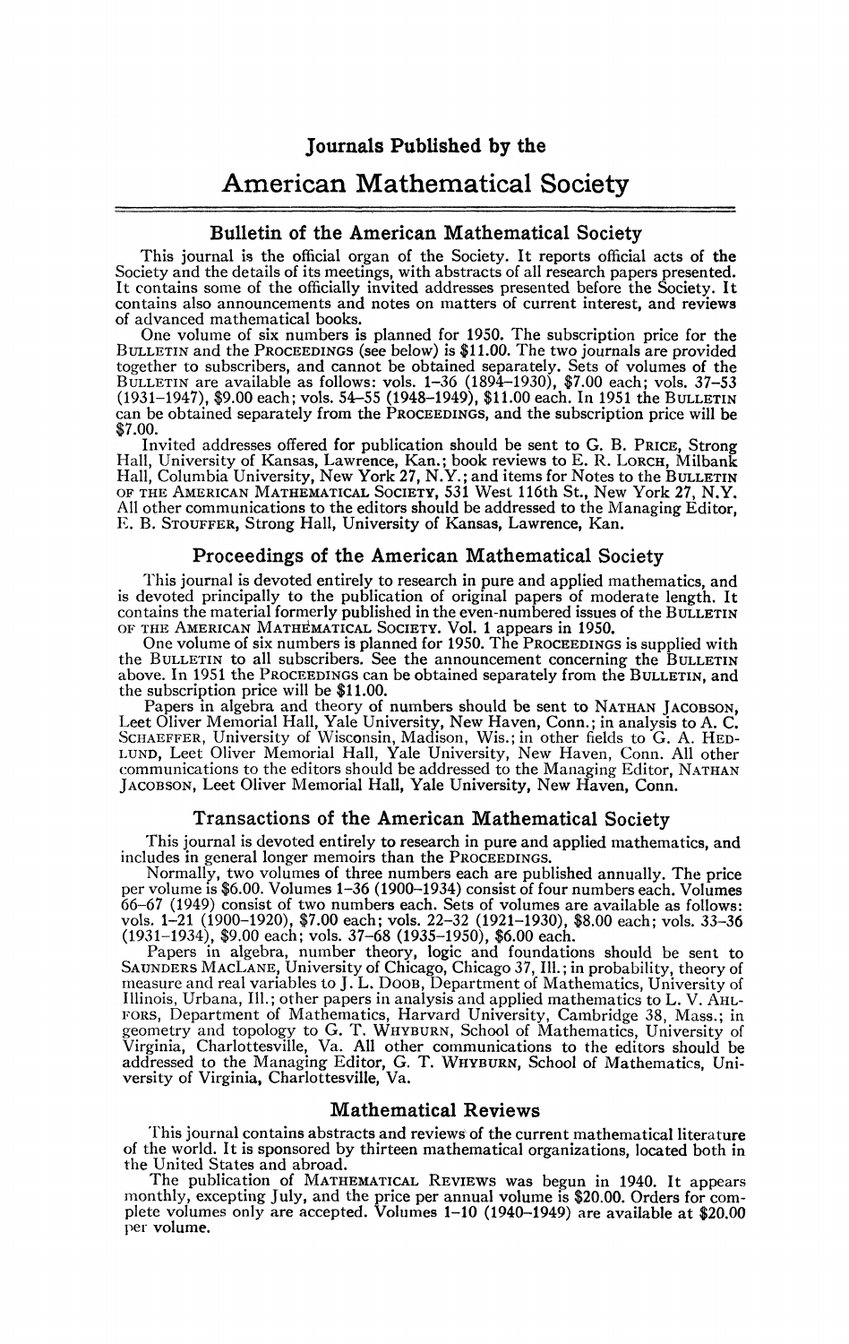# Journals Published by the

# American Mathematical Society

## Bulletin of the American Mathematical Society

This journal is the official organ of the Society. It reports official acts of the Society and the details of its meetings, with abstracts of all research papers presented. It contains some of the officially invited addresses presented before the Society. It contains also announcements and notes on matters of current interest, and reviews of advanced mathematical books.

One volume of six numbers is planned for 1950. The subscription price for the BULLETIN and the PROCEEDINGS (see below) is $11.00. The two journals are provided together to subscribers, and cannot be obtained separately. Sets of volumes of the BULLETIN are available as follows: vols. 1–36 (1894–1930), $7.00 each; vols. 37–53 (1931–1947), $9.00 each; vols. 54–55 (1948–1949), $11.00 each. In 1951 the BULLETIN can be obtained separately from the PROCEEDINGS, and the subscription price will be $7.00.

Invited addresses offered for publication should be sent to G. B. PRICE, Strong Hall, University of Kansas, Lawrence, Kan.; book reviews to E. R. LORCH, Milbank Hall, Columbia University, New York 27, N.Y.; and items for Notes to the BULLETIN OF THE AMERICAN MATHEMATICAL SOCIETY, 531 West 116th St., New York 27, N.Y. All other communications to the editors should be addressed to the Managing Editor, E. B. STOUFFER, Strong Hall, University of Kansas, Lawrence, Kan.

## Proceedings of the American Mathematical Society

This journal is devoted entirely to research in pure and applied mathematics, and is devoted principally to the publication of original papers of moderate length. It contains the material formerly published in the even-numbered issues of the BULLETIN OF THE AMERICAN MATHEMATICAL SOCIETY. Vol. 1 appears in 1950.

One volume of six numbers is planned for 1950. The PROCEEDINGS is supplied with the BULLETIN to all subscribers. See the announcement concerning the BULLETIN above. In 1951 the PROCEEDINGS can be obtained separately from the BULLETIN, and the subscription price will be $11.00.

Papers in algebra and theory of numbers should be sent to NATHAN JACOBSON, Leet Oliver Memorial Hall, Yale University, New Haven, Conn.; in analysis to A. C. SCHAEFFER, University of Wisconsin, Madison, Wis.; in other fields to G. A. HEDLUND, Leet Oliver Memorial Hall, Yale University, New Haven, Conn. All other communications to the editors should be addressed to the Managing Editor, NATHAN JACOBSON, Leet Oliver Memorial Hall, Yale University, New Haven, Conn.

## Transactions of the American Mathematical Society

This journal is devoted entirely to research in pure and applied mathematics, and includes in general longer memoirs than the PROCEEDINGS.

Normally, two volumes of three numbers each are published annually. The price per volume is $6.00. Volumes 1–36 (1900–1934) consist of four numbers each. Volumes 66–67 (1949) consist of two numbers each. Sets of volumes are available as follows: vols. 1–21 (1900–1920), $7.00 each; vols. 22–32 (1921–1930), $8.00 each; vols. 33–36 (1931–1934), $9.00 each; vols. 37–68 (1935–1950), $6.00 each.

Papers in algebra, number theory, logic and foundations should be sent to SAUNDERS MACLANE, University of Chicago, Chicago 37, Ill.; in probability, theory of measure and real variables to J. L. DOOB, Department of Mathematics, University of Illinois, Urbana, Ill.; other papers in analysis and applied mathematics to L. V. AHLFORS, Department of Mathematics, Harvard University, Cambridge 38, Mass.; in geometry and topology to G. T. WHYBURN, School of Mathematics, University of Virginia, Charlottesville, Va. All other communications to the editors should be addressed to the Managing Editor, G. T. WHYBURN, School of Mathematics, University of Virginia, Charlottesville, Va.

## Mathematical Reviews

This journal contains abstracts and reviews of the current mathematical literature of the world. It is sponsored by thirteen mathematical organizations, located both in the United States and abroad.

The publication of MATHEMATICAL REVIEWS was begun in 1940. It appears monthly, excepting July, and the price per annual volume is $20.00. Orders for complete volumes only are accepted. Volumes 1–10 (1940–1949) are available at $20.00 per volume.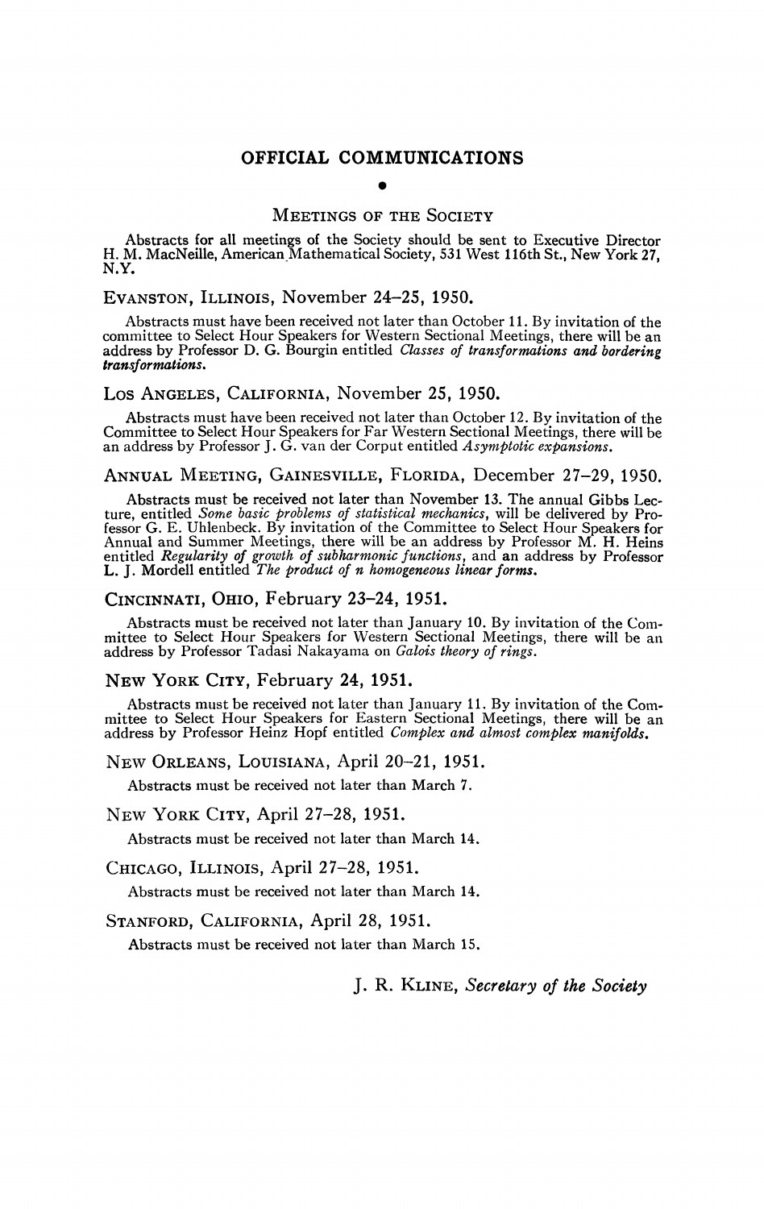# OFFICIAL COMMUNICATIONS

## MEETINGS OF THE SOCIETY

Abstracts for all meetings of the Society should be sent to Executive Director H. M. MacNeille, American Mathematical Society, 531 West 116th St., New York 27, N.Y.

### EVANSTON, ILLINOIS, November 24–25, 1950.

Abstracts must have been received not later than October 11. By invitation of the committee to Select Hour Speakers for Western Sectional Meetings, there will be an address by Professor D. G. Bourgin entitled *Classes of transformations and bordering transformations.*

### LOS ANGELES, CALIFORNIA, November 25, 1950.

Abstracts must have been received not later than October 12. By invitation of the Committee to Select Hour Speakers for Far Western Sectional Meetings, there will be an address by Professor J. G. van der Corput entitled *Asymptotic expansions.*

### ANNUAL MEETING, GAINESVILLE, FLORIDA, December 27–29, 1950.

Abstracts must be received not later than November 13. The annual Gibbs Lecture, entitled *Some basic problems of statistical mechanics*, will be delivered by Professor G. E. Uhlenbeck. By invitation of the Committee to Select Hour Speakers for Annual and Summer Meetings, there will be an address by Professor M. H. Heins entitled *Regularity of growth of subharmonic functions*, and an address by Professor L. J. Mordell entitled *The product of n homogeneous linear forms.*

### CINCINNATI, OHIO, February 23–24, 1951.

Abstracts must be received not later than January 10. By invitation of the Committee to Select Hour Speakers for Western Sectional Meetings, there will be an address by Professor Tadasi Nakayama on *Galois theory of rings.*

### NEW YORK CITY, February 24, 1951.

Abstracts must be received not later than January 11. By invitation of the Committee to Select Hour Speakers for Eastern Sectional Meetings, there will be an address by Professor Heinz Hopf entitled *Complex and almost complex manifolds.*

### NEW ORLEANS, LOUISIANA, April 20–21, 1951.

Abstracts must be received not later than March 7.

### NEW YORK CITY, April 27–28, 1951.

Abstracts must be received not later than March 14.

### CHICAGO, ILLINOIS, April 27–28, 1951.

Abstracts must be received not later than March 14.

### STANFORD, CALIFORNIA, April 28, 1951.

Abstracts must be received not later than March 15.

J. R. KLINE, *Secretary of the Society*